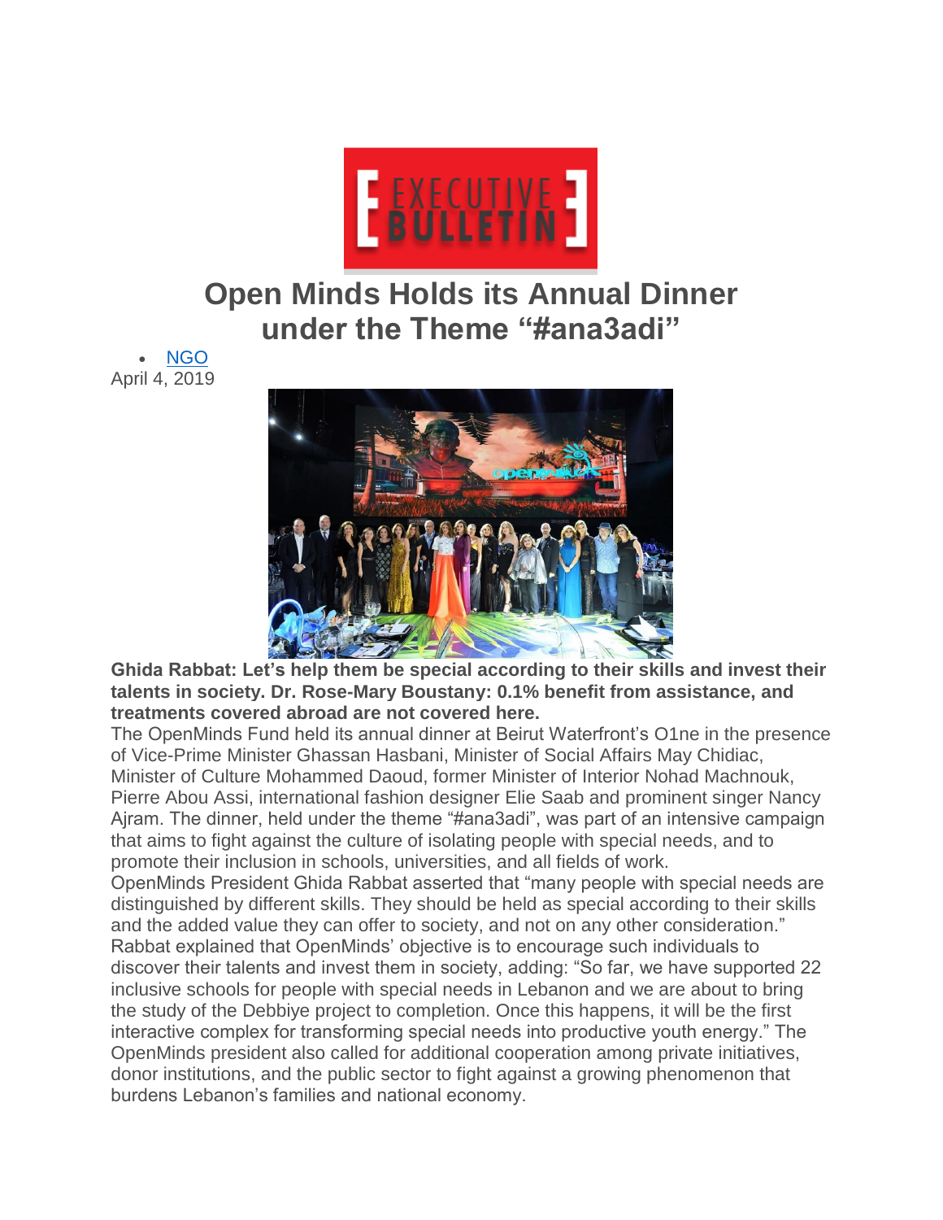# Open Minds Holds its Annual Dinner under the Theme "#ana3adi"

- NGO

April 4, 2019

**Ghida Rabbat: Let's help them be special according to their skills and invest their talents in society. Dr. Rose-Mary Boustany: 0.1% benefit from assistance, and treatments covered abroad are not covered here.**

The OpenMinds Fund held its annual dinner at Beirut Waterfront's O1ne in the presence of Vice-Prime Minister Ghassan Hasbani, Minister of Social Affairs May Chidiac, Minister of Culture Mohammed Daoud, former Minister of Interior Nohad Machnouk, Pierre Abou Assi, international fashion designer Elie Saab and prominent singer Nancy Ajram. The dinner, held under the theme "#ana3adi", was part of an intensive campaign that aims to fight against the culture of isolating people with special needs, and to promote their inclusion in schools, universities, and all fields of work.

OpenMinds President Ghida Rabbat asserted that "many people with special needs are distinguished by different skills. They should be held as special according to their skills and the added value they can offer to society, and not on any other consideration." Rabbat explained that OpenMinds' objective is to encourage such individuals to discover their talents and invest them in society, adding: "So far, we have supported 22 inclusive schools for people with special needs in Lebanon and we are about to bring the study of the Debbiye project to completion. Once this happens, it will be the first interactive complex for transforming special needs into productive youth energy." The OpenMinds president also called for additional cooperation among private initiatives, donor institutions, and the public sector to fight against a growing phenomenon that burdens Lebanon's families and national economy.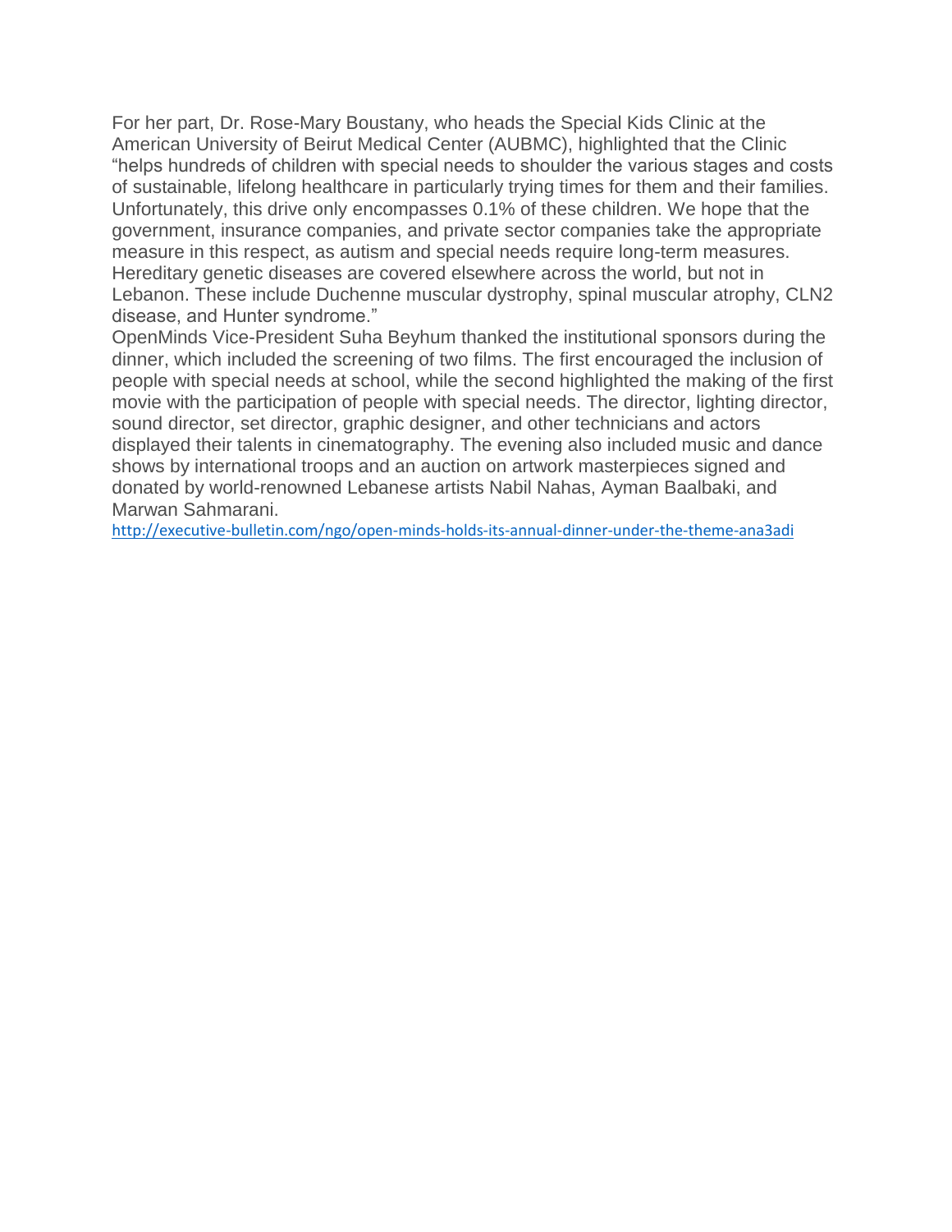For her part, Dr. Rose-Mary Boustany, who heads the Special Kids Clinic at the American University of Beirut Medical Center (AUBMC), highlighted that the Clinic "helps hundreds of children with special needs to shoulder the various stages and costs of sustainable, lifelong healthcare in particularly trying times for them and their families. Unfortunately, this drive only encompasses 0.1% of these children. We hope that the government, insurance companies, and private sector companies take the appropriate measure in this respect, as autism and special needs require long-term measures. Hereditary genetic diseases are covered elsewhere across the world, but not in Lebanon. These include Duchenne muscular dystrophy, spinal muscular atrophy, CLN2 disease, and Hunter syndrome."

OpenMinds Vice-President Suha Beyhum thanked the institutional sponsors during the dinner, which included the screening of two films. The first encouraged the inclusion of people with special needs at school, while the second highlighted the making of the first movie with the participation of people with special needs. The director, lighting director, sound director, set director, graphic designer, and other technicians and actors displayed their talents in cinematography. The evening also included music and dance shows by international troops and an auction on artwork masterpieces signed and donated by world-renowned Lebanese artists Nabil Nahas, Ayman Baalbaki, and Marwan Sahmarani.

http://executive-bulletin.com/ngo/open-minds-holds-its-annual-dinner-under-the-theme-ana3adi